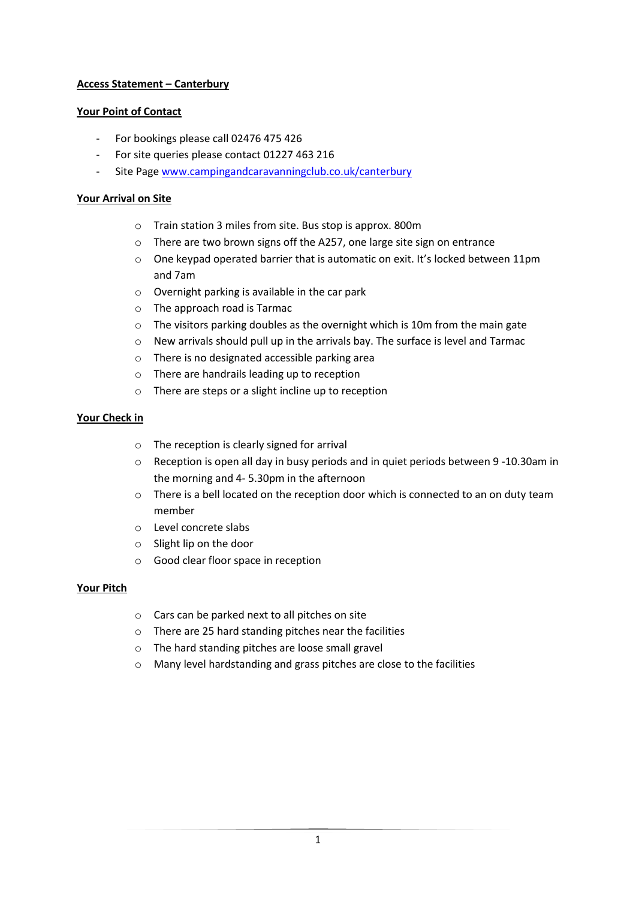**Access Statement – Canterbury**

**Your Point of Contact**

- For bookings please call 02476 475 426
- For site queries please contact 01227 463 216
- Site Page [www.campingandcaravanningclub.co.uk/canterbury](http://www.campingandcaravanningclub.co.uk/canterbury)

**Your Arrival on Site**

- Train station 3 miles from site. Bus stop is approx. 800m
- There are two brown signs off the A257, one large site sign on entrance
- One keypad operated barrier that is automatic on exit. It's locked between 11pm and 7am
- Overnight parking is available in the car park
- The approach road is Tarmac
- The visitors parking doubles as the overnight which is 10m from the main gate
- New arrivals should pull up in the arrivals bay. The surface is level and Tarmac
- There is no designated accessible parking area
- There are handrails leading up to reception
- There are steps or a slight incline up to reception

**Your Check in**

- The reception is clearly signed for arrival
- Reception is open all day in busy periods and in quiet periods between 9 -10.30am in the morning and 4- 5.30pm in the afternoon
- There is a bell located on the reception door which is connected to an on duty team member
- Level concrete slabs
- Slight lip on the door
- Good clear floor space in reception

**Your Pitch**

- Cars can be parked next to all pitches on site
- There are 25 hard standing pitches near the facilities
- The hard standing pitches are loose small gravel
- Many level hardstanding and grass pitches are close to the facilities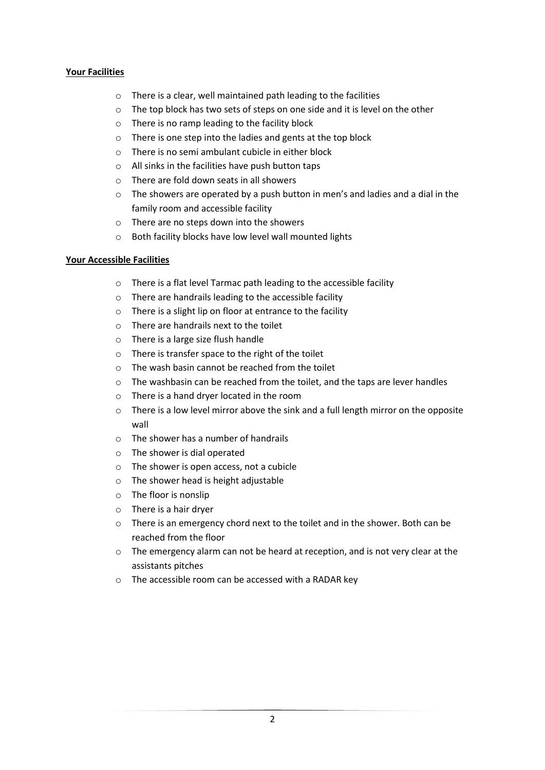**Your Facilities**

- There is a clear, well maintained path leading to the facilities
- The top block has two sets of steps on one side and it is level on the other
- There is no ramp leading to the facility block
- There is one step into the ladies and gents at the top block
- There is no semi ambulant cubicle in either block
- All sinks in the facilities have push button taps
- There are fold down seats in all showers
- The showers are operated by a push button in men's and ladies and a dial in the family room and accessible facility
- There are no steps down into the showers
- Both facility blocks have low level wall mounted lights

**Your Accessible Facilities**

- There is a flat level Tarmac path leading to the accessible facility
- There are handrails leading to the accessible facility
- There is a slight lip on floor at entrance to the facility
- There are handrails next to the toilet
- There is a large size flush handle
- There is transfer space to the right of the toilet
- The wash basin cannot be reached from the toilet
- The washbasin can be reached from the toilet, and the taps are lever handles
- There is a hand dryer located in the room
- There is a low level mirror above the sink and a full length mirror on the opposite wall
- The shower has a number of handrails
- The shower is dial operated
- The shower is open access, not a cubicle
- The shower head is height adjustable
- The floor is nonslip
- There is a hair dryer
- There is an emergency chord next to the toilet and in the shower. Both can be reached from the floor
- The emergency alarm can not be heard at reception, and is not very clear at the assistants pitches
- The accessible room can be accessed with a RADAR key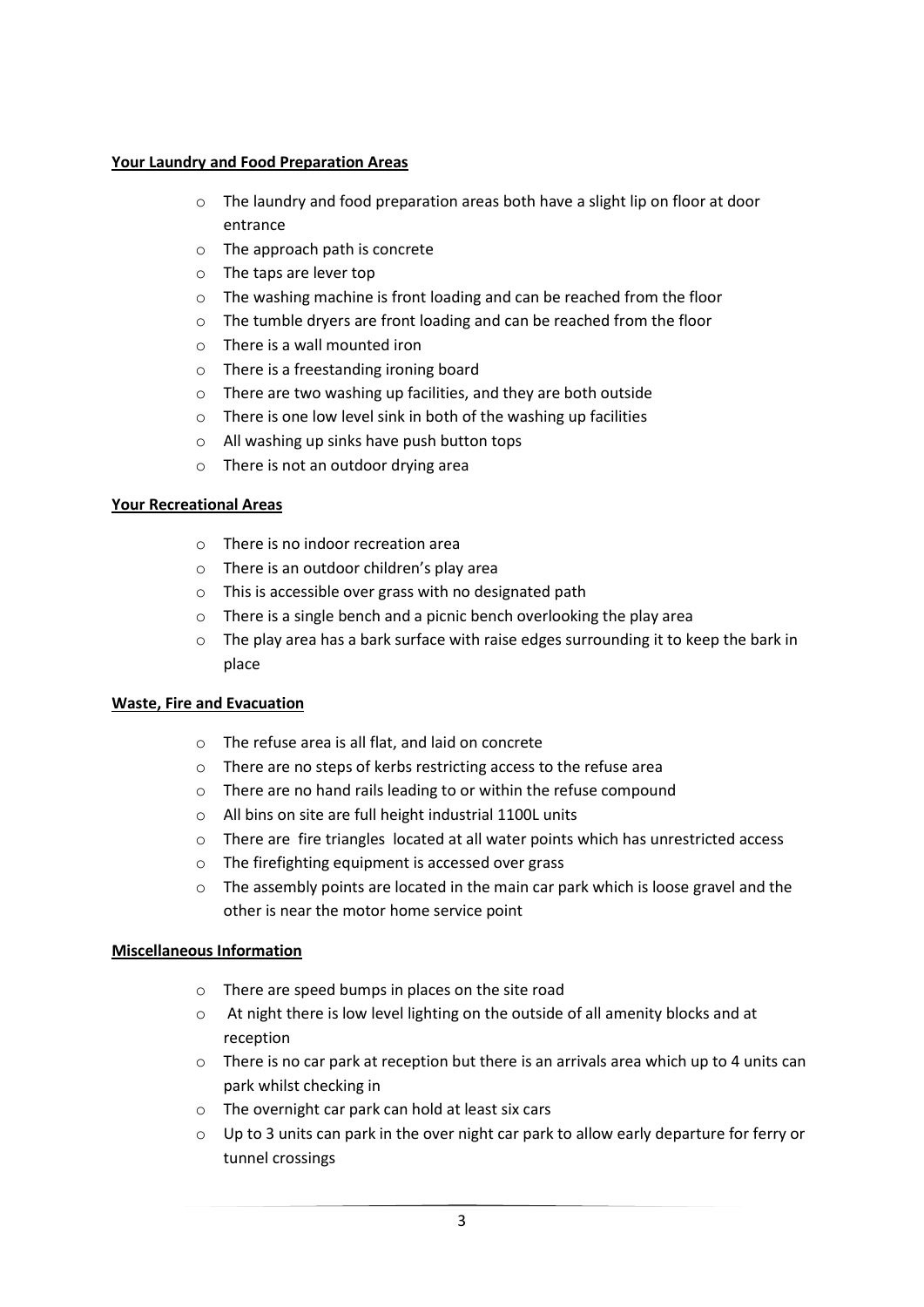**Your Laundry and Food Preparation Areas**

- The laundry and food preparation areas both have a slight lip on floor at door entrance
- The approach path is concrete
- The taps are lever top
- The washing machine is front loading and can be reached from the floor
- The tumble dryers are front loading and can be reached from the floor
- There is a wall mounted iron
- There is a freestanding ironing board
- There are two washing up facilities, and they are both outside
- There is one low level sink in both of the washing up facilities
- All washing up sinks have push button tops
- There is not an outdoor drying area

**Your Recreational Areas**

- There is no indoor recreation area
- There is an outdoor children's play area
- This is accessible over grass with no designated path
- There is a single bench and a picnic bench overlooking the play area
- The play area has a bark surface with raise edges surrounding it to keep the bark in place

**Waste, Fire and Evacuation**

- The refuse area is all flat, and laid on concrete
- There are no steps of kerbs restricting access to the refuse area
- There are no hand rails leading to or within the refuse compound
- All bins on site are full height industrial 1100L units
- There are fire triangles located at all water points which has unrestricted access
- The firefighting equipment is accessed over grass
- The assembly points are located in the main car park which is loose gravel and the other is near the motor home service point

**Miscellaneous Information**

- There are speed bumps in places on the site road
- At night there is low level lighting on the outside of all amenity blocks and at reception
- There is no car park at reception but there is an arrivals area which up to 4 units can park whilst checking in
- The overnight car park can hold at least six cars
- Up to 3 units can park in the over night car park to allow early departure for ferry or tunnel crossings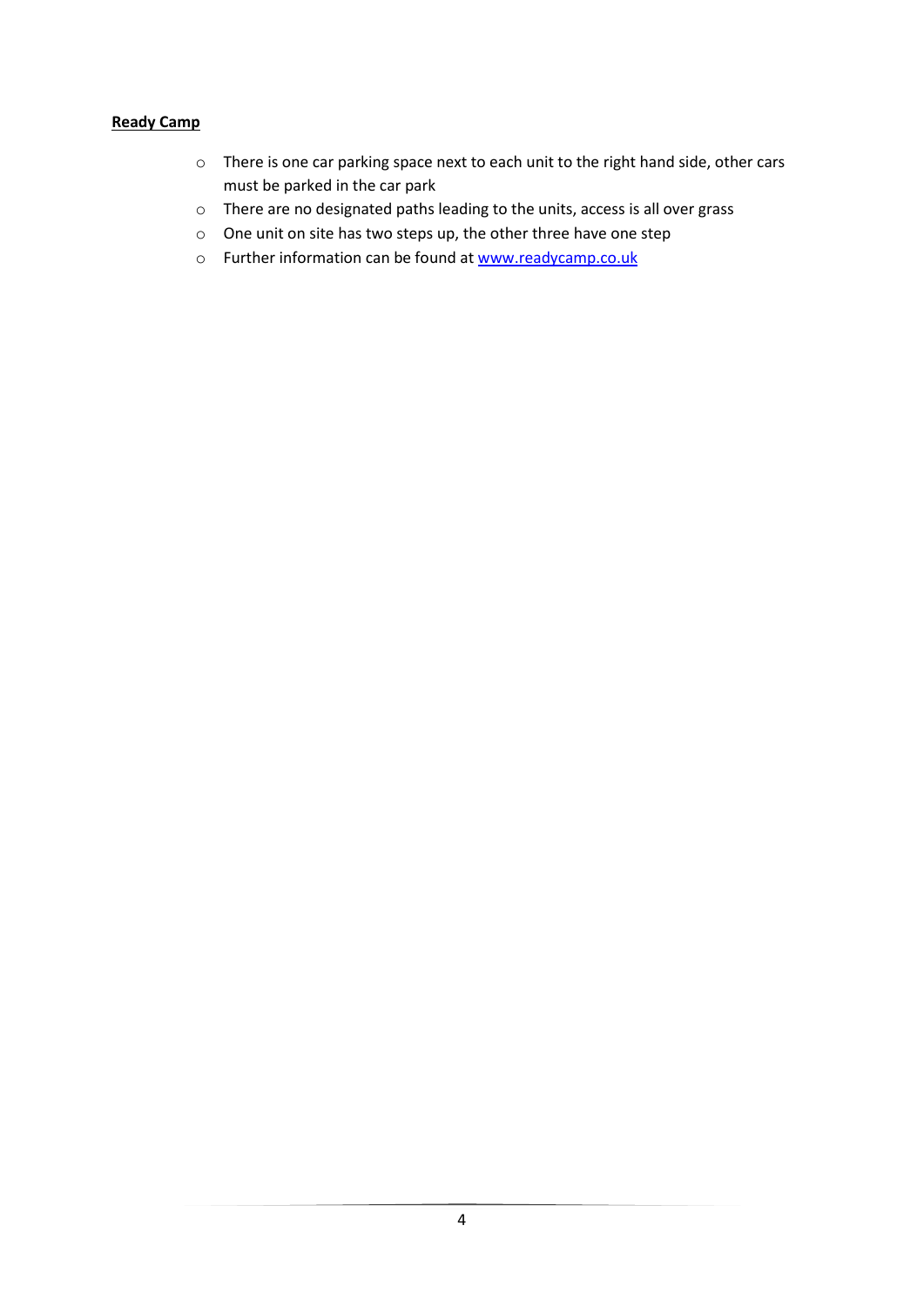**Ready Camp**

- There is one car parking space next to each unit to the right hand side, other cars must be parked in the car park
- There are no designated paths leading to the units, access is all over grass
- One unit on site has two steps up, the other three have one step
- Further information can be found at [www.readycamp.co.uk](http://www.readycamp.co.uk)